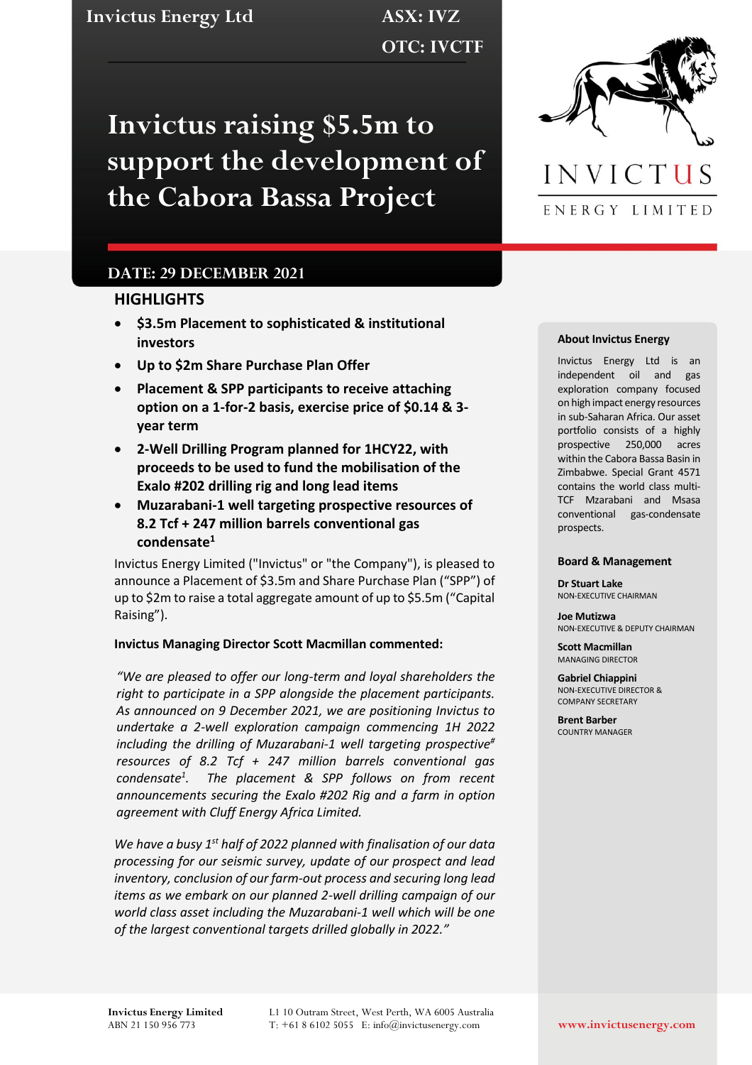Invictus Energy Ltd

ASX: IVZ

OTC: IVCTF

# Invictus raising $5.5m to support the development of the Cabora Bassa Project

DATE: 29 DECEMBER 2021

## HIGHLIGHTS

- **$3.5m Placement to sophisticated & institutional investors**
- **Up to $2m Share Purchase Plan Offer**
- **Placement & SPP participants to receive attaching option on a 1-for-2 basis, exercise price of $0.14 & 3-year term**
- **2-Well Drilling Program planned for 1HCY22, with proceeds to be used to fund the mobilisation of the Exalo #202 drilling rig and long lead items**
- **Muzarabani-1 well targeting prospective resources of 8.2 Tcf + 247 million barrels conventional gas condensate[1]**

Invictus Energy Limited ("Invictus" or "the Company"), is pleased to announce a Placement of $3.5m and Share Purchase Plan ("SPP") of up to $2m to raise a total aggregate amount of up to $5.5m ("Capital Raising").

**Invictus Managing Director Scott Macmillan commented:**

*"We are pleased to offer our long-term and loyal shareholders the right to participate in a SPP alongside the placement participants. As announced on 9 December 2021, we are positioning Invictus to undertake a 2-well exploration campaign commencing 1H 2022 including the drilling of Muzarabani-1 well targeting prospective[#] resources of 8.2 Tcf + 247 million barrels conventional gas condensate[1]. The placement & SPP follows on from recent announcements securing the Exalo #202 Rig and a farm in option agreement with Cluff Energy Africa Limited.*

*We have a busy 1st half of 2022 planned with finalisation of our data processing for our seismic survey, update of our prospect and lead inventory, conclusion of our farm-out process and securing long lead items as we embark on our planned 2-well drilling campaign of our world class asset including the Muzarabani-1 well which will be one of the largest conventional targets drilled globally in 2022."*

### About Invictus Energy

Invictus Energy Ltd is an independent oil and gas exploration company focused on high impact energy resources in sub-Saharan Africa. Our asset portfolio consists of a highly prospective 250,000 acres within the Cabora Bassa Basin in Zimbabwe. Special Grant 4571 contains the world class multi-TCF Mzarabani and Msasa conventional gas-condensate prospects.

### Board & Management

**Dr Stuart Lake**
NON-EXECUTIVE CHAIRMAN

**Joe Mutizwa**
NON-EXECUTIVE & DEPUTY CHAIRMAN

**Scott Macmillan**
MANAGING DIRECTOR

**Gabriel Chiappini**
NON-EXECUTIVE DIRECTOR & COMPANY SECRETARY

**Brent Barber**
COUNTRY MANAGER

**Invictus Energy Limited**
ABN 21 150 956 773

L1 10 Outram Street, West Perth, WA 6005 Australia
T: +61 8 6102 5055 E: info@invictusenergy.com

www.invictusenergy.com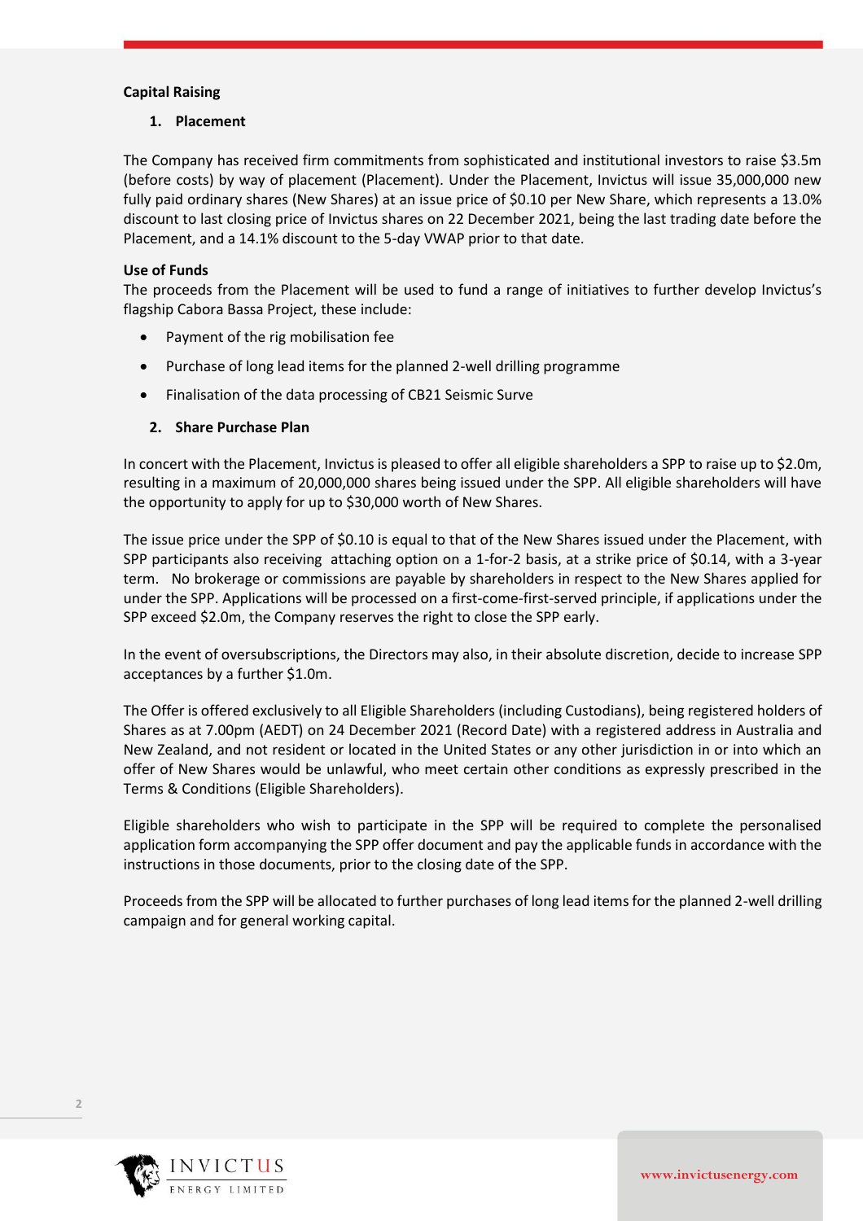**Capital Raising**

**1. Placement**

The Company has received firm commitments from sophisticated and institutional investors to raise $3.5m (before costs) by way of placement (Placement). Under the Placement, Invictus will issue 35,000,000 new fully paid ordinary shares (New Shares) at an issue price of $0.10 per New Share, which represents a 13.0% discount to last closing price of Invictus shares on 22 December 2021, being the last trading date before the Placement, and a 14.1% discount to the 5-day VWAP prior to that date.

**Use of Funds**

The proceeds from the Placement will be used to fund a range of initiatives to further develop Invictus's flagship Cabora Bassa Project, these include:

- Payment of the rig mobilisation fee
- Purchase of long lead items for the planned 2-well drilling programme
- Finalisation of the data processing of CB21 Seismic Surve

**2. Share Purchase Plan**

In concert with the Placement, Invictus is pleased to offer all eligible shareholders a SPP to raise up to $2.0m, resulting in a maximum of 20,000,000 shares being issued under the SPP. All eligible shareholders will have the opportunity to apply for up to $30,000 worth of New Shares.

The issue price under the SPP of $0.10 is equal to that of the New Shares issued under the Placement, with SPP participants also receiving attaching option on a 1-for-2 basis, at a strike price of $0.14, with a 3-year term. No brokerage or commissions are payable by shareholders in respect to the New Shares applied for under the SPP. Applications will be processed on a first-come-first-served principle, if applications under the SPP exceed $2.0m, the Company reserves the right to close the SPP early.

In the event of oversubscriptions, the Directors may also, in their absolute discretion, decide to increase SPP acceptances by a further $1.0m.

The Offer is offered exclusively to all Eligible Shareholders (including Custodians), being registered holders of Shares as at 7.00pm (AEDT) on 24 December 2021 (Record Date) with a registered address in Australia and New Zealand, and not resident or located in the United States or any other jurisdiction in or into which an offer of New Shares would be unlawful, who meet certain other conditions as expressly prescribed in the Terms & Conditions (Eligible Shareholders).

Eligible shareholders who wish to participate in the SPP will be required to complete the personalised application form accompanying the SPP offer document and pay the applicable funds in accordance with the instructions in those documents, prior to the closing date of the SPP.

Proceeds from the SPP will be allocated to further purchases of long lead items for the planned 2-well drilling campaign and for general working capital.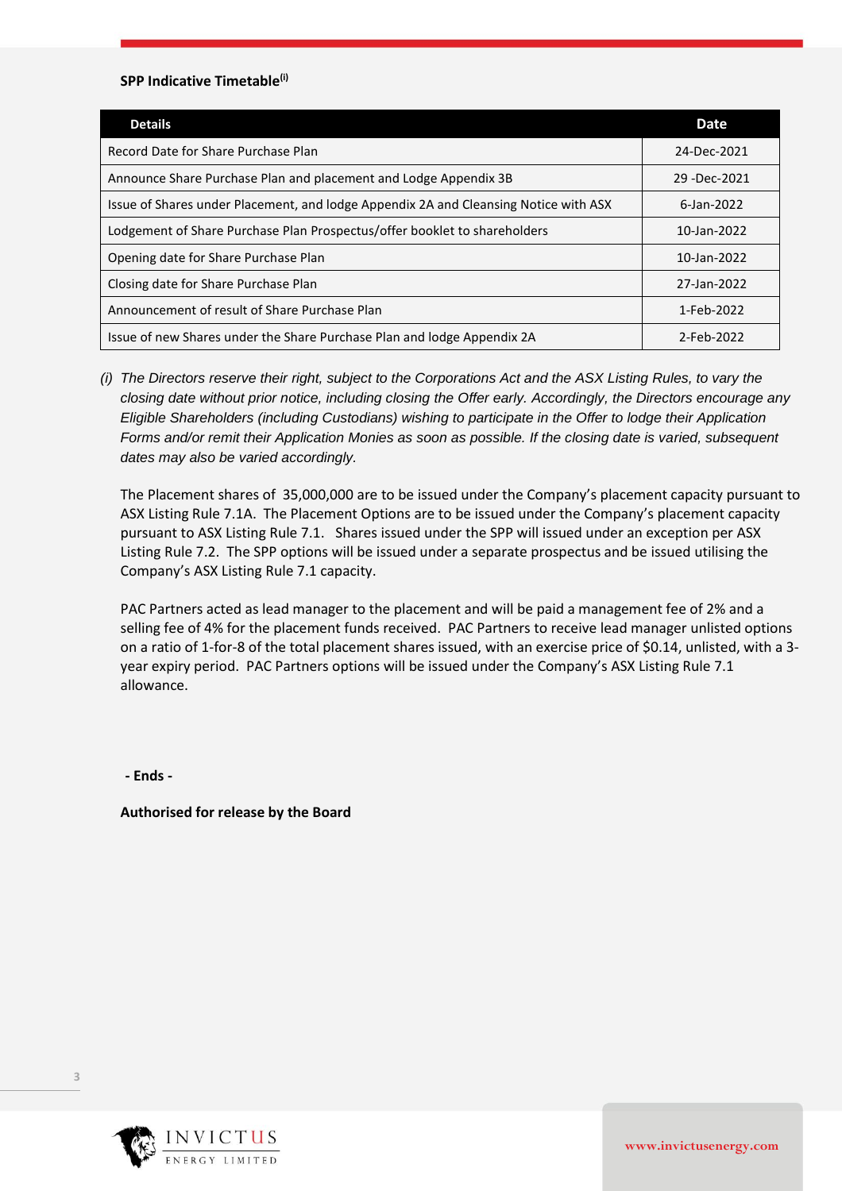**SPP Indicative Timetable[(i)]**

| Details | Date |
| --- | --- |
| Record Date for Share Purchase Plan | 24-Dec-2021 |
| Announce Share Purchase Plan and placement and Lodge Appendix 3B | 29 -Dec-2021 |
| Issue of Shares under Placement, and lodge Appendix 2A and Cleansing Notice with ASX | 6-Jan-2022 |
| Lodgement of Share Purchase Plan Prospectus/offer booklet to shareholders | 10-Jan-2022 |
| Opening date for Share Purchase Plan | 10-Jan-2022 |
| Closing date for Share Purchase Plan | 27-Jan-2022 |
| Announcement of result of Share Purchase Plan | 1-Feb-2022 |
| Issue of new Shares under the Share Purchase Plan and lodge Appendix 2A | 2-Feb-2022 |

*(i) The Directors reserve their right, subject to the Corporations Act and the ASX Listing Rules, to vary the closing date without prior notice, including closing the Offer early. Accordingly, the Directors encourage any Eligible Shareholders (including Custodians) wishing to participate in the Offer to lodge their Application Forms and/or remit their Application Monies as soon as possible. If the closing date is varied, subsequent dates may also be varied accordingly.*

The Placement shares of 35,000,000 are to be issued under the Company's placement capacity pursuant to ASX Listing Rule 7.1A. The Placement Options are to be issued under the Company's placement capacity pursuant to ASX Listing Rule 7.1. Shares issued under the SPP will issued under an exception per ASX Listing Rule 7.2. The SPP options will be issued under a separate prospectus and be issued utilising the Company's ASX Listing Rule 7.1 capacity.

PAC Partners acted as lead manager to the placement and will be paid a management fee of 2% and a selling fee of 4% for the placement funds received. PAC Partners to receive lead manager unlisted options on a ratio of 1-for-8 of the total placement shares issued, with an exercise price of $0.14, unlisted, with a 3-year expiry period. PAC Partners options will be issued under the Company's ASX Listing Rule 7.1 allowance.

**- Ends -**

**Authorised for release by the Board**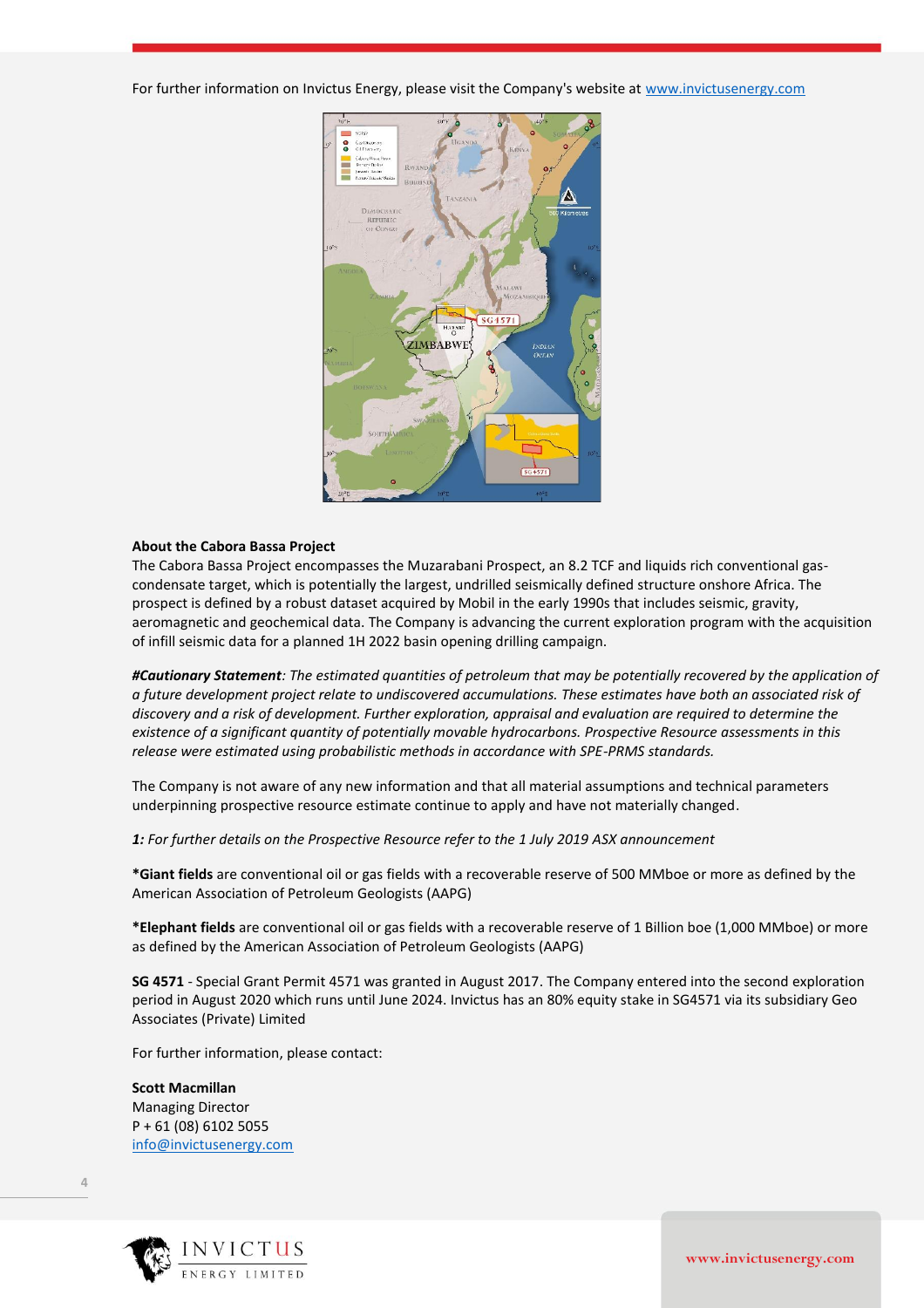For further information on Invictus Energy, please visit the Company's website at [www.invictusenergy.com](http://www.invictusenergy.com)

**About the Cabora Bassa Project**

The Cabora Bassa Project encompasses the Muzarabani Prospect, an 8.2 TCF and liquids rich conventional gas-condensate target, which is potentially the largest, undrilled seismically defined structure onshore Africa. The prospect is defined by a robust dataset acquired by Mobil in the early 1990s that includes seismic, gravity, aeromagnetic and geochemical data. The Company is advancing the current exploration program with the acquisition of infill seismic data for a planned 1H 2022 basin opening drilling campaign.

***#Cautionary Statement****: The estimated quantities of petroleum that may be potentially recovered by the application of a future development project relate to undiscovered accumulations. These estimates have both an associated risk of discovery and a risk of development. Further exploration, appraisal and evaluation are required to determine the existence of a significant quantity of potentially movable hydrocarbons. Prospective Resource assessments in this release were estimated using probabilistic methods in accordance with SPE-PRMS standards.*

The Company is not aware of any new information and that all material assumptions and technical parameters underpinning prospective resource estimate continue to apply and have not materially changed.

***1:*** *For further details on the Prospective Resource refer to the 1 July 2019 ASX announcement*

**\*Giant fields** are conventional oil or gas fields with a recoverable reserve of 500 MMboe or more as defined by the American Association of Petroleum Geologists (AAPG)

**\*Elephant fields** are conventional oil or gas fields with a recoverable reserve of 1 Billion boe (1,000 MMboe) or more as defined by the American Association of Petroleum Geologists (AAPG)

**SG 4571** - Special Grant Permit 4571 was granted in August 2017. The Company entered into the second exploration period in August 2020 which runs until June 2024. Invictus has an 80% equity stake in SG4571 via its subsidiary Geo Associates (Private) Limited

For further information, please contact:

**Scott Macmillan**
Managing Director
P + 61 (08) 6102 5055
[info@invictusenergy.com](mailto:info@invictusenergy.com)